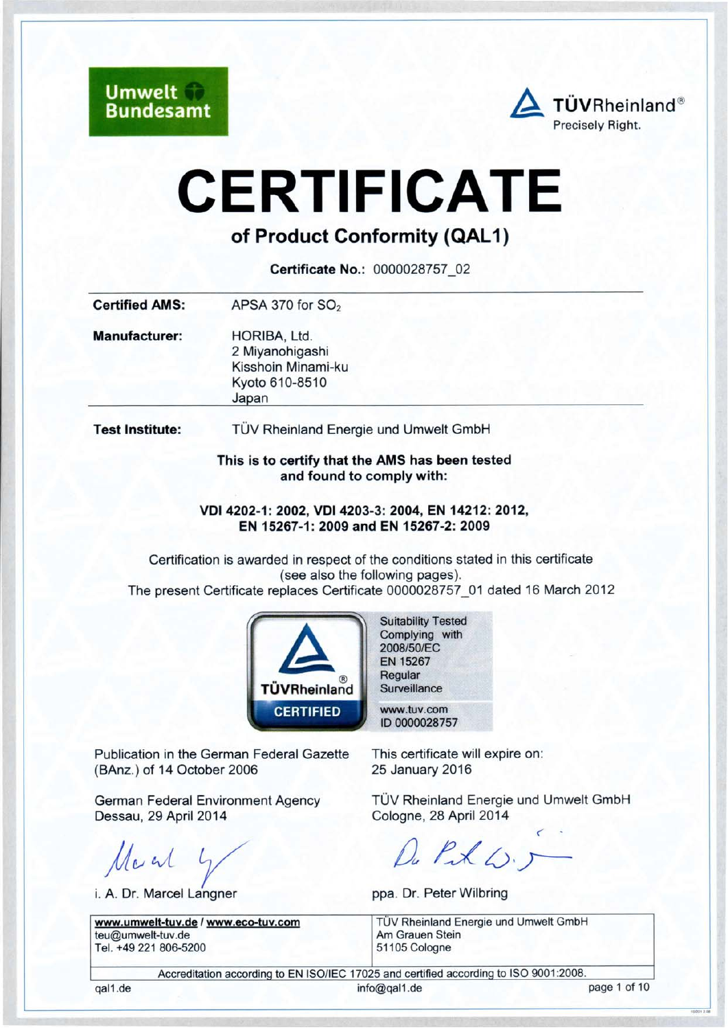Umwelt Bundesamt

TÜVRheinland®
Precisely Right.

# CERTIFICATE

## of Product Conformity (QAL1)

**Certificate No.:** 0000028757_02

| | |
|---|---|
| **Certified AMS:** | APSA 370 for $SO_2$ |
| **Manufacturer:** | HORIBA, Ltd.<br>2 Miyanohigashi<br>Kisshoin Minami-ku<br>Kyoto 610-8510<br>Japan |
| **Test Institute:** | TÜV Rheinland Energie und Umwelt GmbH |

**This is to certify that the AMS has been tested and found to comply with:**

**VDI 4202-1: 2002, VDI 4203-3: 2004, EN 14212: 2012, EN 15267-1: 2009 and EN 15267-2: 2009**

Certification is awarded in respect of the conditions stated in this certificate (see also the following pages).
The present Certificate replaces Certificate 0000028757_01 dated 16 March 2012

TÜVRheinland® CERTIFIED
Suitability Tested
Complying with
2008/50/EC
EN 15267
Regular
Surveillance
www.tuv.com
ID 0000028757

Publication in the German Federal Gazette (BAnz.) of 14 October 2006

This certificate will expire on:
25 January 2016

German Federal Environment Agency
Dessau, 29 April 2014

i. A. Dr. Marcel Langner

TÜV Rheinland Energie und Umwelt GmbH
Cologne, 28 April 2014

ppa. Dr. Peter Wilbring

| | |
|---|---|
| **www.umwelt-tuv.de / www.eco-tuv.com**<br>teu@umwelt-tuv.de<br>Tel. +49 221 806-5200 | TÜV Rheinland Energie und Umwelt GmbH<br>Am Grauen Stein<br>51105 Cologne |

Accreditation according to EN ISO/IEC 17025 and certified according to ISO 9001:2008.

qal1.de    info@qal1.de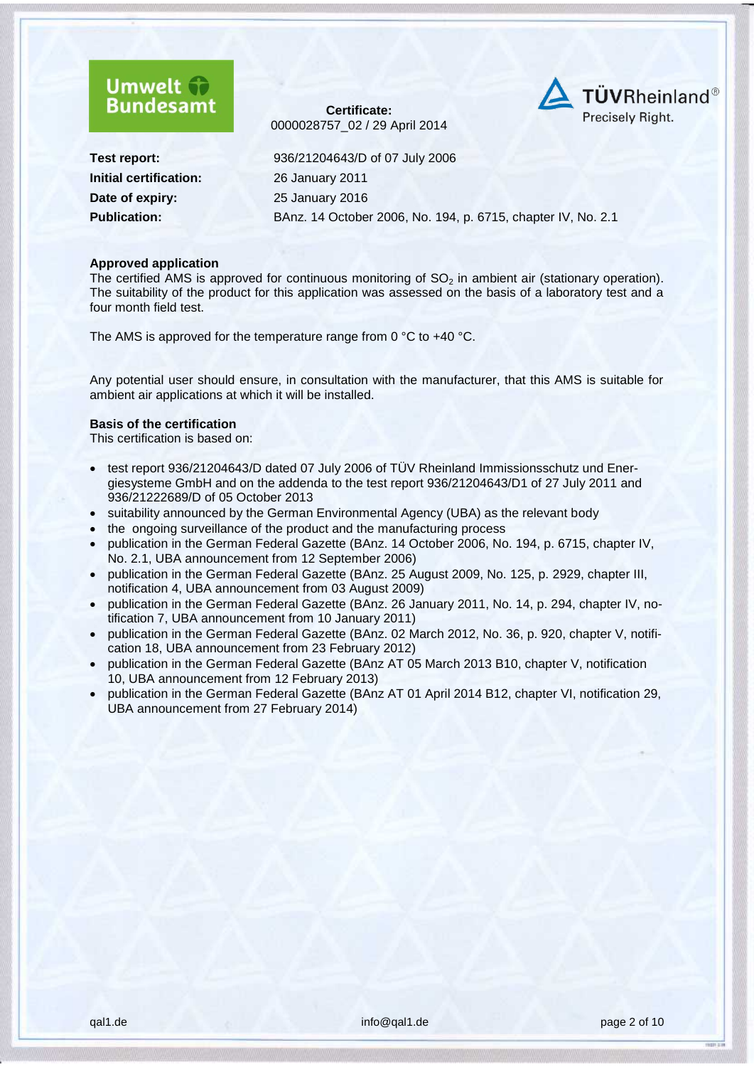Umwelt Bundesamt

**Certificate:**
0000028757_02 / 29 April 2014

TÜVRheinland®
Precisely Right.

| | |
|---|---|
| **Test report:** | 936/21204643/D of 07 July 2006 |
| **Initial certification:** | 26 January 2011 |
| **Date of expiry:** | 25 January 2016 |
| **Publication:** | BAnz. 14 October 2006, No. 194, p. 6715, chapter IV, No. 2.1 |

**Approved application**

The certified AMS is approved for continuous monitoring of $SO_2$ in ambient air (stationary operation). The suitability of the product for this application was assessed on the basis of a laboratory test and a four month field test.

The AMS is approved for the temperature range from 0 °C to +40 °C.

Any potential user should ensure, in consultation with the manufacturer, that this AMS is suitable for ambient air applications at which it will be installed.

**Basis of the certification**

This certification is based on:

- test report 936/21204643/D dated 07 July 2006 of TÜV Rheinland Immissionsschutz und Energiesysteme GmbH and on the addenda to the test report 936/21204643/D1 of 27 July 2011 and 936/21222689/D of 05 October 2013
- suitability announced by the German Environmental Agency (UBA) as the relevant body
- the ongoing surveillance of the product and the manufacturing process
- publication in the German Federal Gazette (BAnz. 14 October 2006, No. 194, p. 6715, chapter IV, No. 2.1, UBA announcement from 12 September 2006)
- publication in the German Federal Gazette (BAnz. 25 August 2009, No. 125, p. 2929, chapter III, notification 4, UBA announcement from 03 August 2009)
- publication in the German Federal Gazette (BAnz. 26 January 2011, No. 14, p. 294, chapter IV, notification 7, UBA announcement from 10 January 2011)
- publication in the German Federal Gazette (BAnz. 02 March 2012, No. 36, p. 920, chapter V, notification 18, UBA announcement from 23 February 2012)
- publication in the German Federal Gazette (BAnz AT 05 March 2013 B10, chapter V, notification 10, UBA announcement from 12 February 2013)
- publication in the German Federal Gazette (BAnz AT 01 April 2014 B12, chapter VI, notification 29, UBA announcement from 27 February 2014)

qal1.de info@qal1.de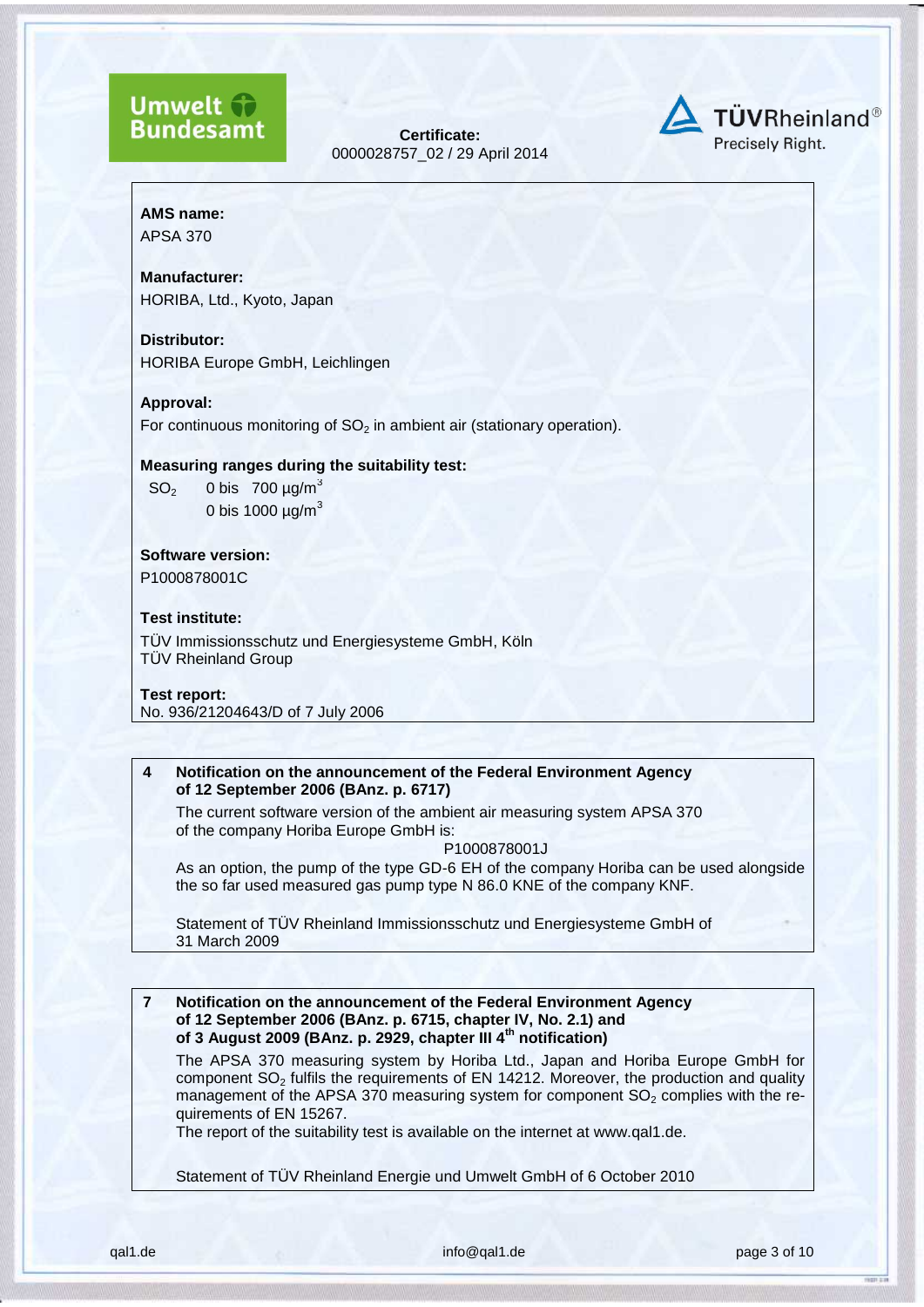Umwelt Bundesamt

**Certificate:**
0000028757_02 / 29 April 2014

TÜVRheinland® Precisely Right.

**AMS name:**
APSA 370

**Manufacturer:**
HORIBA, Ltd., Kyoto, Japan

**Distributor:**
HORIBA Europe GmbH, Leichlingen

**Approval:**
For continuous monitoring of $SO_2$ in ambient air (stationary operation).

**Measuring ranges during the suitability test:**

| | |
|---|---|
| $SO_2$ | 0 bis 700 µg/m³ |
| | 0 bis 1000 µg/m³ |

**Software version:**
P1000878001C

**Test institute:**
TÜV Immissionsschutz und Energiesysteme GmbH, Köln
TÜV Rheinland Group

**Test report:**
No. 936/21204643/D of 7 July 2006

**4 Notification on the announcement of the Federal Environment Agency of 12 September 2006 (BAnz. p. 6717)**

The current software version of the ambient air measuring system APSA 370 of the company Horiba Europe GmbH is:

P1000878001J

As an option, the pump of the type GD-6 EH of the company Horiba can be used alongside the so far used measured gas pump type N 86.0 KNE of the company KNF.

Statement of TÜV Rheinland Immissionsschutz und Energiesysteme GmbH of 31 March 2009

**7 Notification on the announcement of the Federal Environment Agency of 12 September 2006 (BAnz. p. 6715, chapter IV, No. 2.1) and of 3 August 2009 (BAnz. p. 2929, chapter III 4th notification)**

The APSA 370 measuring system by Horiba Ltd., Japan and Horiba Europe GmbH for component $SO_2$ fulfils the requirements of EN 14212. Moreover, the production and quality management of the APSA 370 measuring system for component $SO_2$ complies with the requirements of EN 15267.
The report of the suitability test is available on the internet at www.qal1.de.

Statement of TÜV Rheinland Energie und Umwelt GmbH of 6 October 2010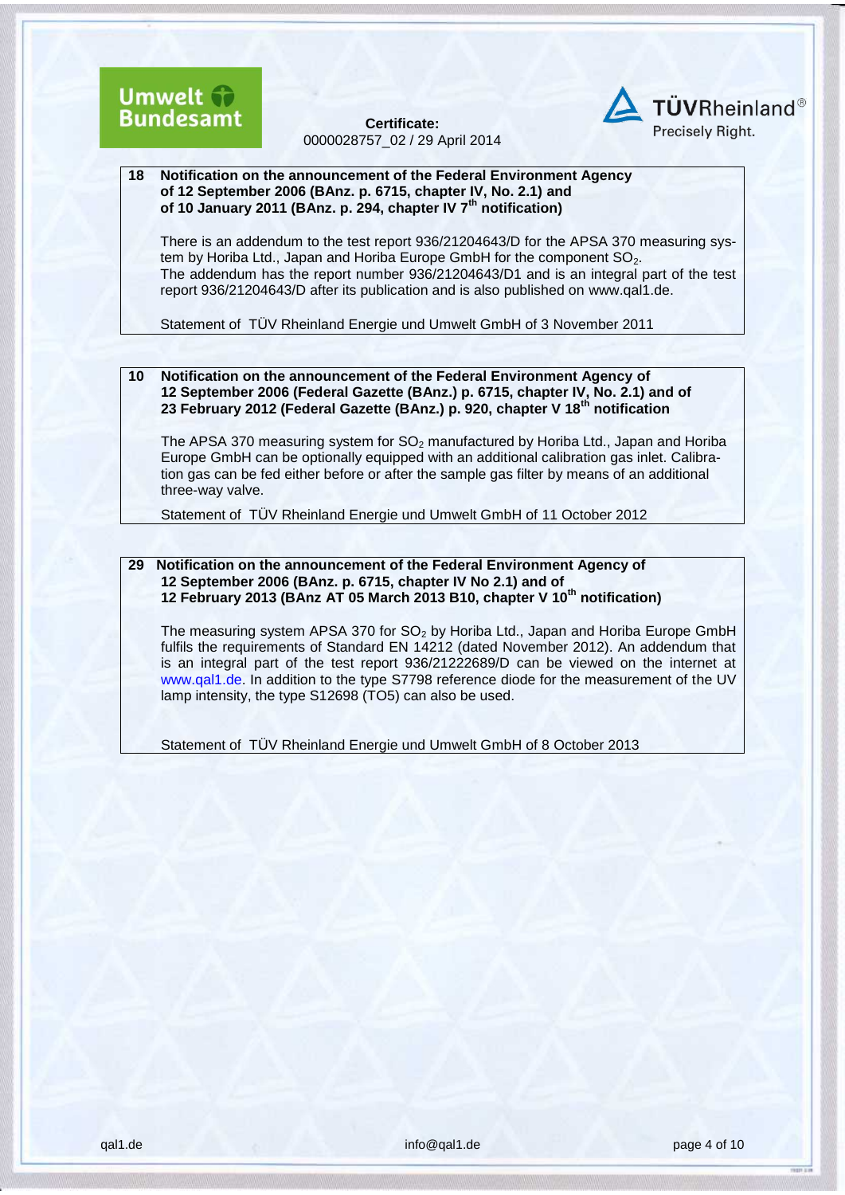**18 Notification on the announcement of the Federal Environment Agency of 12 September 2006 (BAnz. p. 6715, chapter IV, No. 2.1) and of 10 January 2011 (BAnz. p. 294, chapter IV 7th notification)**

There is an addendum to the test report 936/21204643/D for the APSA 370 measuring system by Horiba Ltd., Japan and Horiba Europe GmbH for the component $SO_2$.
The addendum has the report number 936/21204643/D1 and is an integral part of the test report 936/21204643/D after its publication and is also published on www.qal1.de.

Statement of TÜV Rheinland Energie und Umwelt GmbH of 3 November 2011

**10 Notification on the announcement of the Federal Environment Agency of 12 September 2006 (Federal Gazette (BAnz.) p. 6715, chapter IV, No. 2.1) and of 23 February 2012 (Federal Gazette (BAnz.) p. 920, chapter V 18th notification**

The APSA 370 measuring system for $SO_2$ manufactured by Horiba Ltd., Japan and Horiba Europe GmbH can be optionally equipped with an additional calibration gas inlet. Calibration gas can be fed either before or after the sample gas filter by means of an additional three-way valve.

Statement of TÜV Rheinland Energie und Umwelt GmbH of 11 October 2012

**29 Notification on the announcement of the Federal Environment Agency of 12 September 2006 (BAnz. p. 6715, chapter IV No 2.1) and of 12 February 2013 (BAnz AT 05 March 2013 B10, chapter V 10th notification)**

The measuring system APSA 370 for $SO_2$ by Horiba Ltd., Japan and Horiba Europe GmbH fulfils the requirements of Standard EN 14212 (dated November 2012). An addendum that is an integral part of the test report 936/21222689/D can be viewed on the internet at www.qal1.de. In addition to the type S7798 reference diode for the measurement of the UV lamp intensity, the type S12698 (TO5) can also be used.

Statement of TÜV Rheinland Energie und Umwelt GmbH of 8 October 2013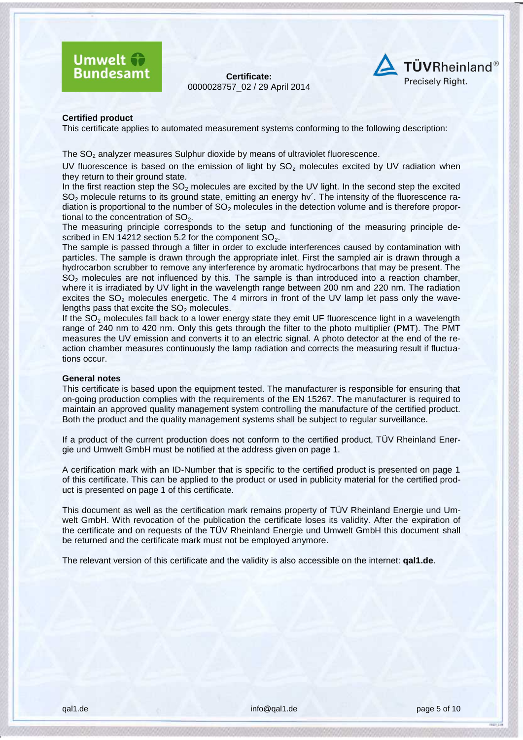**Certificate:**
0000028757_02 / 29 April 2014

**Certified product**

This certificate applies to automated measurement systems conforming to the following description:

The $SO_2$ analyzer measures Sulphur dioxide by means of ultraviolet fluorescence.

UV fluorescence is based on the emission of light by $SO_2$ molecules excited by UV radiation when they return to their ground state.

In the first reaction step the $SO_2$ molecules are excited by the UV light. In the second step the excited $SO_2$ molecule returns to its ground state, emitting an energy hv´. The intensity of the fluorescence radiation is proportional to the number of $SO_2$ molecules in the detection volume and is therefore proportional to the concentration of $SO_2$.

The measuring principle corresponds to the setup and functioning of the measuring principle described in EN 14212 section 5.2 for the component $SO_2$.

The sample is passed through a filter in order to exclude interferences caused by contamination with particles. The sample is drawn through the appropriate inlet. First the sampled air is drawn through a hydrocarbon scrubber to remove any interference by aromatic hydrocarbons that may be present. The $SO_2$ molecules are not influenced by this. The sample is than introduced into a reaction chamber, where it is irradiated by UV light in the wavelength range between 200 nm and 220 nm. The radiation excites the $SO_2$ molecules energetic. The 4 mirrors in front of the UV lamp let pass only the wavelengths pass that excite the $SO_2$ molecules.

If the $SO_2$ molecules fall back to a lower energy state they emit UF fluorescence light in a wavelength range of 240 nm to 420 nm. Only this gets through the filter to the photo multiplier (PMT). The PMT measures the UV emission and converts it to an electric signal. A photo detector at the end of the reaction chamber measures continuously the lamp radiation and corrects the measuring result if fluctuations occur.

**General notes**

This certificate is based upon the equipment tested. The manufacturer is responsible for ensuring that on-going production complies with the requirements of the EN 15267. The manufacturer is required to maintain an approved quality management system controlling the manufacture of the certified product. Both the product and the quality management systems shall be subject to regular surveillance.

If a product of the current production does not conform to the certified product, TÜV Rheinland Energie und Umwelt GmbH must be notified at the address given on page 1.

A certification mark with an ID-Number that is specific to the certified product is presented on page 1 of this certificate. This can be applied to the product or used in publicity material for the certified product is presented on page 1 of this certificate.

This document as well as the certification mark remains property of TÜV Rheinland Energie und Umwelt GmbH. With revocation of the publication the certificate loses its validity. After the expiration of the certificate and on requests of the TÜV Rheinland Energie und Umwelt GmbH this document shall be returned and the certificate mark must not be employed anymore.

The relevant version of this certificate and the validity is also accessible on the internet: **qal1.de**.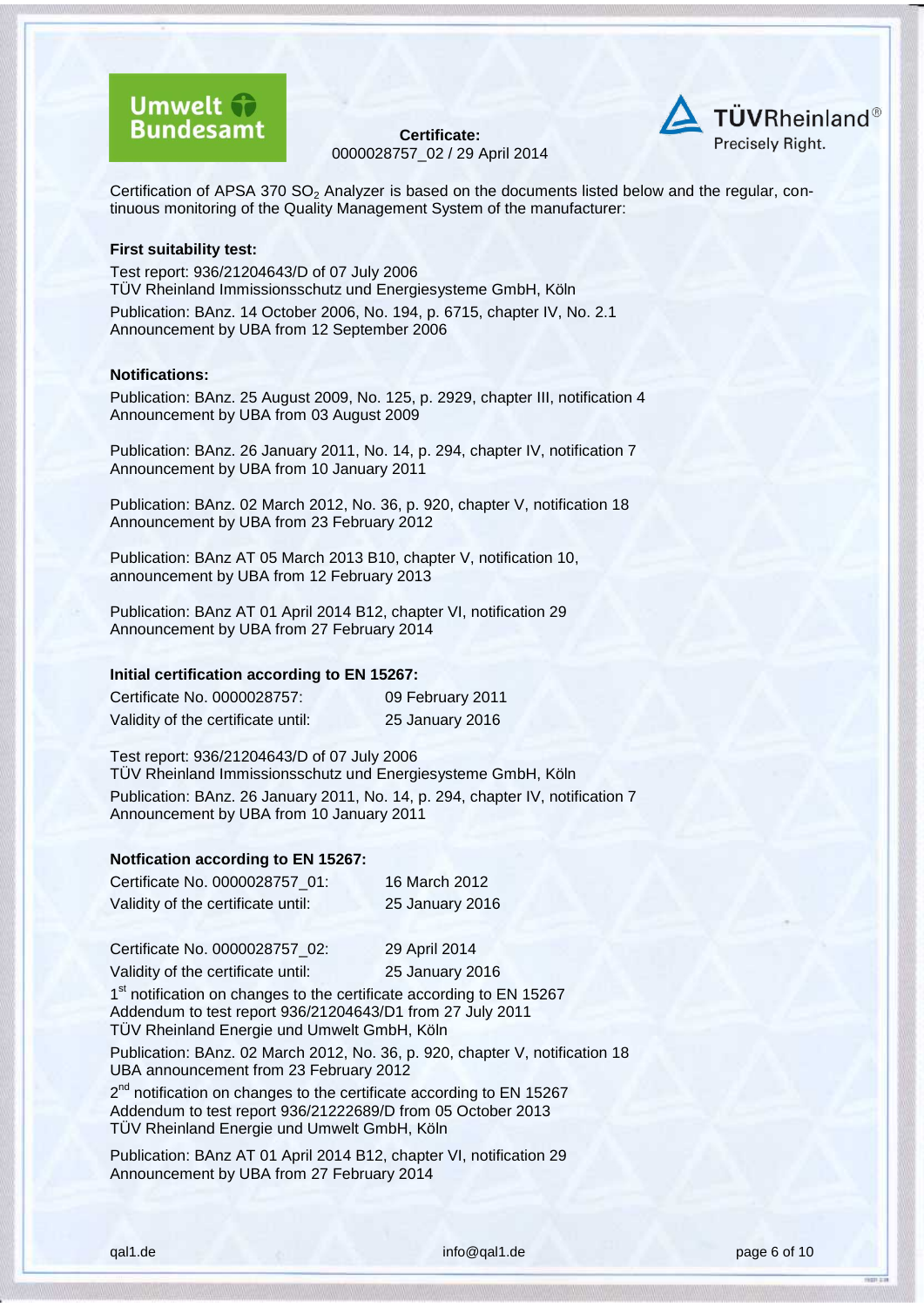**Certificate:**
0000028757_02 / 29 April 2014

Certification of APSA 370 $SO_2$ Analyzer is based on the documents listed below and the regular, continuous monitoring of the Quality Management System of the manufacturer:

**First suitability test:**

Test report: 936/21204643/D of 07 July 2006
TÜV Rheinland Immissionsschutz und Energiesysteme GmbH, Köln
Publication: BAnz. 14 October 2006, No. 194, p. 6715, chapter IV, No. 2.1
Announcement by UBA from 12 September 2006

**Notifications:**

Publication: BAnz. 25 August 2009, No. 125, p. 2929, chapter III, notification 4
Announcement by UBA from 03 August 2009

Publication: BAnz. 26 January 2011, No. 14, p. 294, chapter IV, notification 7
Announcement by UBA from 10 January 2011

Publication: BAnz. 02 March 2012, No. 36, p. 920, chapter V, notification 18
Announcement by UBA from 23 February 2012

Publication: BAnz AT 05 March 2013 B10, chapter V, notification 10,
announcement by UBA from 12 February 2013

Publication: BAnz AT 01 April 2014 B12, chapter VI, notification 29
Announcement by UBA from 27 February 2014

**Initial certification according to EN 15267:**

| | |
|---|---|
| Certificate No. 0000028757: | 09 February 2011 |
| Validity of the certificate until: | 25 January 2016 |

Test report: 936/21204643/D of 07 July 2006
TÜV Rheinland Immissionsschutz und Energiesysteme GmbH, Köln
Publication: BAnz. 26 January 2011, No. 14, p. 294, chapter IV, notification 7
Announcement by UBA from 10 January 2011

**Notfication according to EN 15267:**

| | |
|---|---|
| Certificate No. 0000028757_01: | 16 March 2012 |
| Validity of the certificate until: | 25 January 2016 |

| | |
|---|---|
| Certificate No. 0000028757_02: | 29 April 2014 |
| Validity of the certificate until: | 25 January 2016 |

1st notification on changes to the certificate according to EN 15267
Addendum to test report 936/21204643/D1 from 27 July 2011
TÜV Rheinland Energie und Umwelt GmbH, Köln

Publication: BAnz. 02 March 2012, No. 36, p. 920, chapter V, notification 18
UBA announcement from 23 February 2012

2nd notification on changes to the certificate according to EN 15267
Addendum to test report 936/21222689/D from 05 October 2013
TÜV Rheinland Energie und Umwelt GmbH, Köln

Publication: BAnz AT 01 April 2014 B12, chapter VI, notification 29
Announcement by UBA from 27 February 2014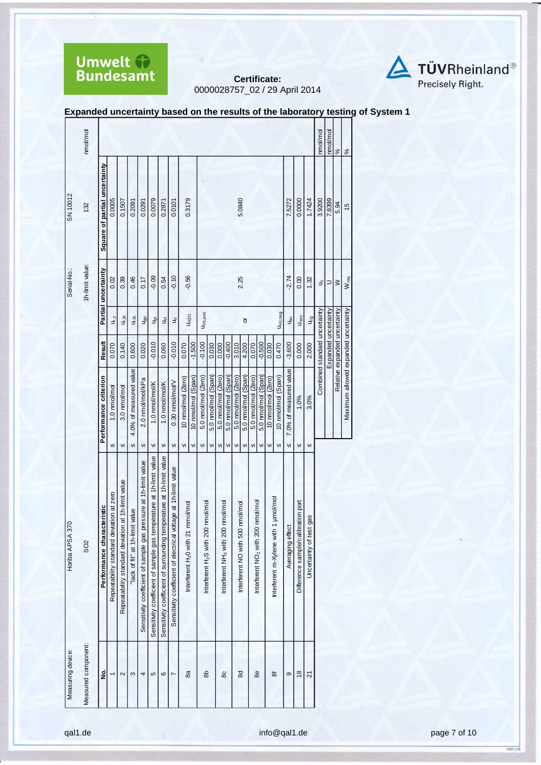**Umwelt Bundesamt**

**Certificate:**
0000028757_02 / 29 April 2014

**TÜVRheinland®** Precisely Right.

## Expanded uncertainty based on the results of the laboratory testing of System 1

| Measuring device: | Horiba APSA 370 | | | Serial-No.: | SN 10012 | |
|---|---|---|---|---|---|---|
| Measured component: | SO2 | | | 1h-limit value: | 132 | nmol/mol |

| No. | Performance characteristic | Performance criterion | Result | Partial uncertainty | | Square of partial uncertainty |
|---|---|---|---|---|---|---|
| 1 | Repeatability standard deviation at zero | ≤ 1.0 nmol/mol | 0.070 | $u_{r,z}$ | 0.02 | 0.0005 |
| 2 | Repeatability standard deviation at 1h-limit value | ≤ 3.0 nmol/mol | 0.140 | $u_{r,lh}$ | 0.39 | 0.1507 |
| 3 | "lack of fit" at 1h-limit value | ≤ 4.0% of measured value | 0.600 | $u_{l,lh}$ | 0.46 | 0.2091 |
| 4 | Sensitivity coefficient of sample gas pressure at 1h-limit value | ≤ 2.0 nmol/mol/kPa | 0.020 | $u_{gp}$ | 0.17 | 0.0291 |
| 5 | Sensitivity coefficient of sample gas temperature at 1h-limit value | ≤ 1.0 nmol/mol/K | -0.010 | $u_{gt}$ | -0.09 | 0.0079 |
| 6 | Sensitivity coefficient of surrounding temperature at 1h-limit value | ≤ 1.0 nmol/mol/K | 0.060 | $u_{st}$ | 0.54 | 0.2871 |
| 7 | Sensitivity coefficient of electrical voltage at 1h-limit value | ≤ 0.30 nmol/mol/V | -0.010 | $u_V$ | -0.10 | 0.0101 |
| 8a | Interferent $H_2O$ with 21 mmol/mol | ≤ 10 nmol/mol (Zero) | 0.070 | $u_{H2O}$ | -0.56 | 0.3179 |
| | | ≤ 10 nmol/mol (Span) | -1.500 | | | |
| 8b | Interferent $H_2S$ with 200 nmol/mol | ≤ 5.0 nmol/mol (Zero) | -0.100 | $u_{int,pos}$ | 2.25 | 5.0840 |
| | | ≤ 5.0 nmol/mol (Span) | 0.030 | | | |
| 8c | Interferent $NH_3$ with 200 nmol/mol | ≤ 5.0 nmol/mol (Zero) | 0.000 | | | |
| | | ≤ 5.0 nmol/mol (Span) | -0.400 | | | |
| 8d | Interferent NO with 500 nmol/mol | ≤ 5.0 nmol/mol (Zero) | 3.010 | or | | |
| | | ≤ 5.0 nmol/mol (Span) | 4.200 | | | |
| 8e | Interferent $NO_2$ with 200 nmol/mol | ≤ 5.0 nmol/mol (Zero) | 0.070 | | | |
| | | ≤ 5.0 nmol/mol (Span) | -0.500 | | | |
| 8f | Interferent m-Xylene with 1 µmol/mol | ≤ 10 nmol/mol (Zero) | 0.030 | $u_{int,neg}$ | | |
| | | ≤ 10 nmol/mol (Span) | 0.470 | | | |
| 9 | Averaging effect | ≤ 7.0% of measured value | -3.600 | $u_{av}$ | -2.74 | 7.5272 |
| 18 | Difference sample/calibration port | ≤ 1.0% | 0.000 | $u_{\Delta sc}$ | 0.00 | 0.0000 |
| 21 | Uncertainty of test gas | ≤ 3.0% | 2.000 | $u_{cg}$ | 1.32 | 1.7424 |
| | | Combined standard uncertainty | | $u_c$ | | 3.9200 nmol/mol |
| | | Expanded uncertainty | | U | | 7.8399 nmol/mol |
| | | Relative expanded uncertainty | | W | | 5.94 % |
| | | Maximum allowed expanded uncertainty | | $W_{req}$ | | 15 % |

qal1.de info@qal1.de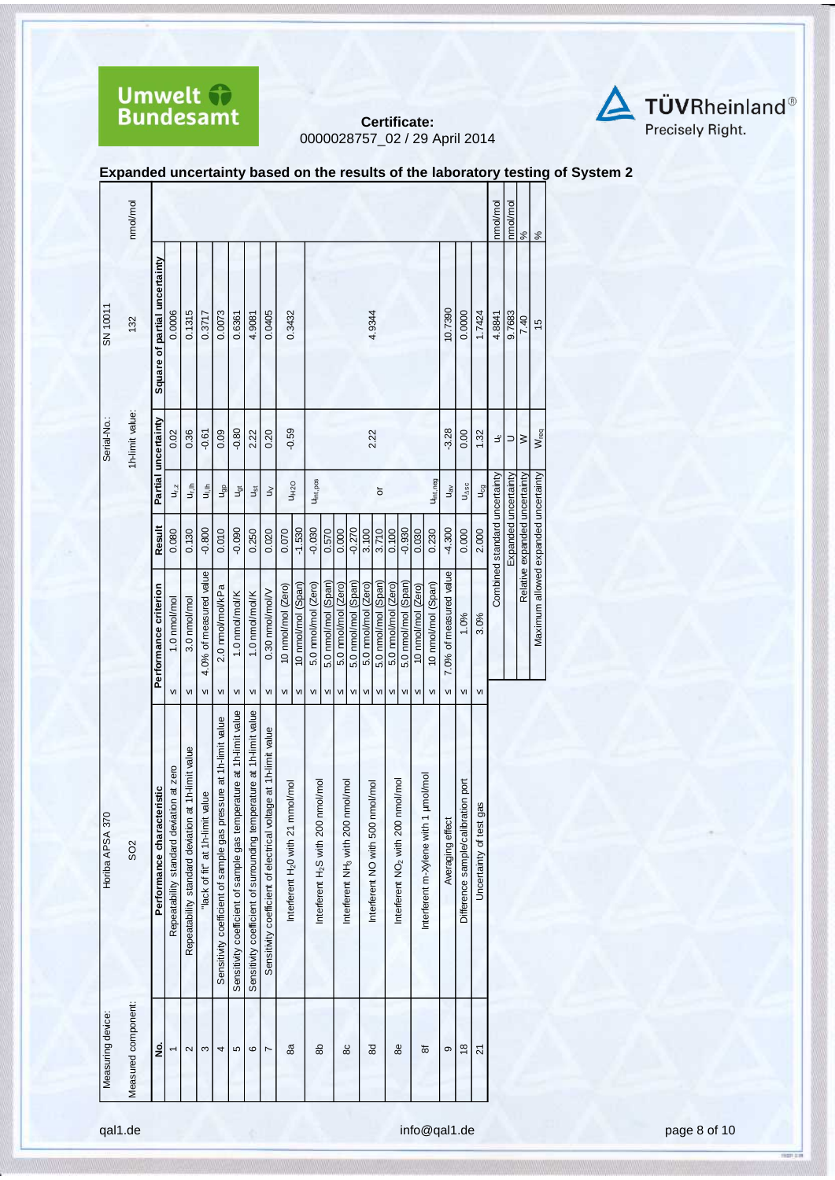Umwelt Bundesamt

**Certificate:**
0000028757_02 / 29 April 2014

TÜVRheinland® Precisely Right.

## Expanded uncertainty based on the results of the laboratory testing of System 2

| Measuring device: | Horiba APSA 370 | | | Serial-No.: | SN 10011 | | |
|---|---|---|---|---|---|---|---|
| Measured component: | SO2 | | | 1h-limit value: | 132 | nmol/mol | |

| No. | Performance characteristic | Performance criterion | Result | Partial uncertainty | | Square of partial uncertainty |
|---|---|---|---|---|---|---|
| 1 | Repeatability standard deviation at zero | ≤ 1.0 nmol/mol | 0.080 | $u_{r,z}$ | 0.02 | 0.0006 |
| 2 | Repeatability standard deviation at 1h-limit value | ≤ 3.0 nmol/mol | 0.130 | $u_{r,lh}$ | 0.36 | 0.1315 |
| 3 | "lack of fit" at 1h-limit value | ≤ 4.0% of measured value | -0.800 | $u_{l,lh}$ | -0.61 | 0.3717 |
| 4 | Sensitivity coefficient of sample gas pressure at 1h-limit value | ≤ 2.0 nmol/mol/kPa | 0.010 | $u_{gp}$ | 0.09 | 0.0073 |
| 5 | Sensitivity coefficient of sample gas temperature at 1h-limit value | ≤ 1.0 nmol/mol/K | -0.090 | $u_{gt}$ | -0.80 | 0.6361 |
| 6 | Sensitivity coefficient of surrounding temperature at 1h-limit value | ≤ 1.0 nmol/mol/K | 0.250 | $u_{st}$ | 2.22 | 4.9081 |
| 7 | Sensitivity coefficient of electrical voltage at 1h-limit value | ≤ 0.30 nmol/mol/V | 0.020 | $u_V$ | 0.20 | 0.0405 |
| 8a | Interferent $H_2O$ with 21 mmol/mol | ≤ 10 nmol/mol (Zero) | 0.070 | $u_{H2O}$ | -0.59 | 0.3432 |
| | | ≤ 10 nmol/mol (Span) | -1.530 | | | |
| 8b | Interferent $H_2S$ with 200 nmol/mol | ≤ 5.0 nmol/mol (Zero) | -0.030 | $u_{int,pos}$ | | |
| | | ≤ 5.0 nmol/mol (Span) | 0.570 | | | |
| 8c | Interferent $NH_3$ with 200 nmol/mol | ≤ 5.0 nmol/mol (Zero) | 0.000 | | | |
| | | ≤ 5.0 nmol/mol (Span) | -0.270 | | | |
| 8d | Interferent NO with 500 nmol/mol | ≤ 5.0 nmol/mol (Zero) | 3.100 | or | 2.22 | 4.9344 |
| | | ≤ 5.0 nmol/mol (Span) | 3.710 | | | |
| 8e | Interferent $NO_2$ with 200 nmol/mol | ≤ 5.0 nmol/mol (Zero) | 0.100 | | | |
| | | ≤ 5.0 nmol/mol (Span) | -0.930 | | | |
| 8f | Interferent m-Xylene with 1 µmol/mol | ≤ 10 nmol/mol (Zero) | 0.030 | | | |
| | | ≤ 10 nmol/mol (Span) | 0.230 | $u_{int,neg}$ | | |
| 9 | Averaging effect | ≤ 7.0% of measured value | -4.300 | $u_{av}$ | -3.28 | 10.7390 |
| 18 | Difference sample/calibration port | ≤ 1.0% | 0.000 | $u_{\Delta sc}$ | 0.00 | 0.0000 |
| 21 | Uncertainty of test gas | ≤ 3.0% | 2.000 | $u_{cg}$ | 1.32 | 1.7424 |

| | | | |
|---|---|---|---|
| Combined standard uncertainty | $u_c$ | 4.8841 | nmol/mol |
| Expanded uncertainty | U | 9.7683 | nmol/mol |
| Relative expanded uncertainty | W | 7.40 | % |
| Maximum allowed expanded uncertainty | $W_{req}$ | 15 | % |

qal1.de info@qal1.de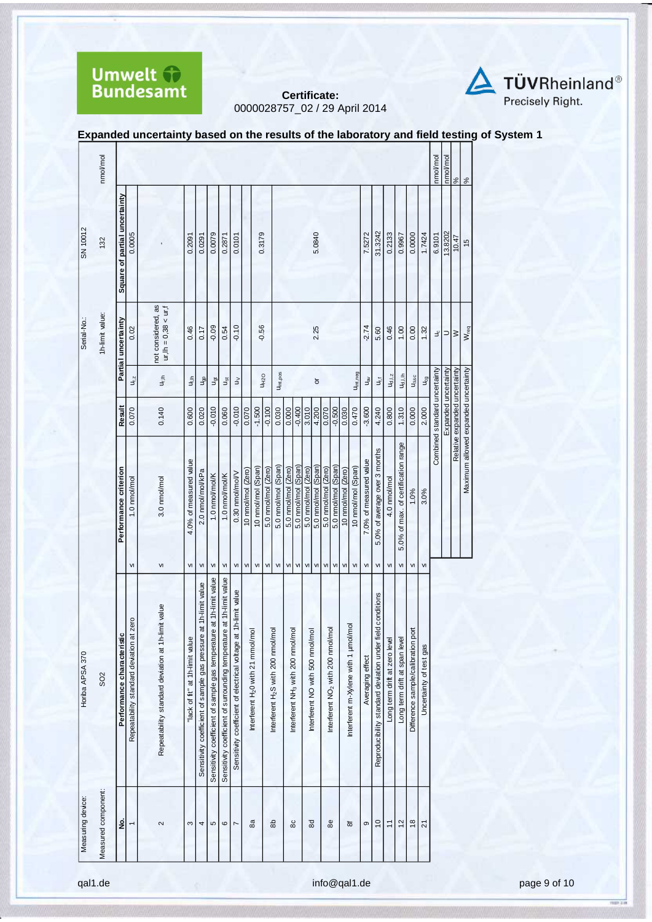Certificate:
0000028757_02 / 29 April 2014

## Expanded uncertainty based on the results of the laboratory and field testing of System 1

| Measuring device: | Horiba APSA 370 | | | | Serial-No.: | SN 10012 | |
|---|---|---|---|---|---|---|---|
| Measured component: | SO2 | | | | 1h-limit value: | 132 | nmol/mol |

| No. | Performance characteristic | | Performance criterion | Result | Partial uncertainty | | Square of partial uncertainty |
|---|---|---|---|---|---|---|---|
| 1 | Repeatability standard deviation at zero | ≤ | 1.0 nmol/mol | 0.070 | $u_{r,z}$ | 0.02 | 0.0005 |
| 2 | Repeatability standard deviation at 1h-limit value | ≤ | 3.0 nmol/mol | 0.140 | $u_{r,lh}$ | not considered, as $u_{r,lh} = 0.38 < u_{r,f}$ | - |
| 3 | "lack of fit" at 1h-limit value | ≤ | 4.0% of measured value | 0.600 | $u_{l,lh}$ | 0.46 | 0.2091 |
| 4 | Sensitivity coefficient of sample gas pressure at 1h-limit value | ≤ | 2.0 nmol/mol/kPa | 0.020 | $u_{gp}$ | 0.17 | 0.0291 |
| 5 | Sensitivity coefficient of sample gas temperature at 1h-limit value | ≤ | 1.0 nmol/mol/K | -0.010 | $u_{gt}$ | -0.09 | 0.0079 |
| 6 | Sensitivity coefficient of surrounding temperature at 1h-limit value | ≤ | 1.0 nmol/mol/K | 0.060 | $u_{st}$ | 0.54 | 0.2871 |
| 7 | Sensitivity coefficient of electrical voltage at 1h-limit value | ≤ | 0.30 nmol/mol/V | -0.010 | $u_V$ | -0.10 | 0.0101 |
| 8a | Interferent $H_2O$ with 21 mmol/mol | ≤ | 10 nmol/mol (Zero) | 0.070 | $u_{H2O}$ | -0.56 | 0.3179 |
| | | ≤ | 10 nmol/mol (Span) | -1.500 | | | |
| 8b | Interferent $H_2S$ with 200 nmol/mol | ≤ | 5.0 nmol/mol (Zero) | -0.100 | $u_{int,pos}$ | | |
| | | ≤ | 5.0 nmol/mol (Span) | 0.030 | | | |
| 8c | Interferent $NH_3$ with 200 nmol/mol | ≤ | 5.0 nmol/mol (Zero) | 0.000 | | | |
| | | ≤ | 5.0 nmol/mol (Span) | -0.400 | | | |
| 8d | Interferent NO with 500 nmol/mol | ≤ | 5.0 nmol/mol (Zero) | 3.010 | or | 2.25 | 5.0840 |
| | | ≤ | 5.0 nmol/mol (Span) | 4.200 | | | |
| 8e | Interferent $NO_2$ with 200 nmol/mol | ≤ | 5.0 nmol/mol (Zero) | 0.070 | | | |
| | | ≤ | 5.0 nmol/mol (Span) | -0.500 | | | |
| 8f | Interferent m-xylene with 1 µmol/mol | ≤ | 10 nmol/mol (Zero) | 0.030 | $u_{int,neg}$ | | |
| | | ≤ | 10 nmol/mol (Span) | 0.470 | | | |
| 9 | Averaging effect | ≤ | 7.0% of measured value | -3.600 | $u_{av}$ | -2.74 | 7.5272 |
| 10 | Reproducibility standard deviation under field conditions | ≤ | 5.0% of average over 3 months | 4.240 | $u_{r,f}$ | 5.60 | 31.3242 |
| 11 | Long term drift at zero level | ≤ | 4.0 nmol/mol | 0.800 | $u_{d,l,z}$ | 0.46 | 0.2133 |
| 12 | Long term drift at span level | ≤ | 5.0% of max. of certification range | 1.310 | $u_{d,l,lh}$ | 1.00 | 0.9967 |
| 18 | Difference sample/calibration port | ≤ | 1.0% | 0.000 | $u_{\Delta sc}$ | 0.00 | 0.0000 |
| 21 | Uncertainty of test gas | ≤ | 3.0% | 2.000 | $u_{cg}$ | 1.32 | 1.7424 |
| | | | | Combined standard uncertainty | $u_c$ | 6.9101 | nmol/mol |
| | | | | Expanded uncertainty | U | 13.8202 | nmol/mol |
| | | | | Relative expanded uncertainty | W | 10.47 | % |
| | | | | Maximum allowed expanded uncertainty | $W_{req}$ | 15 | % |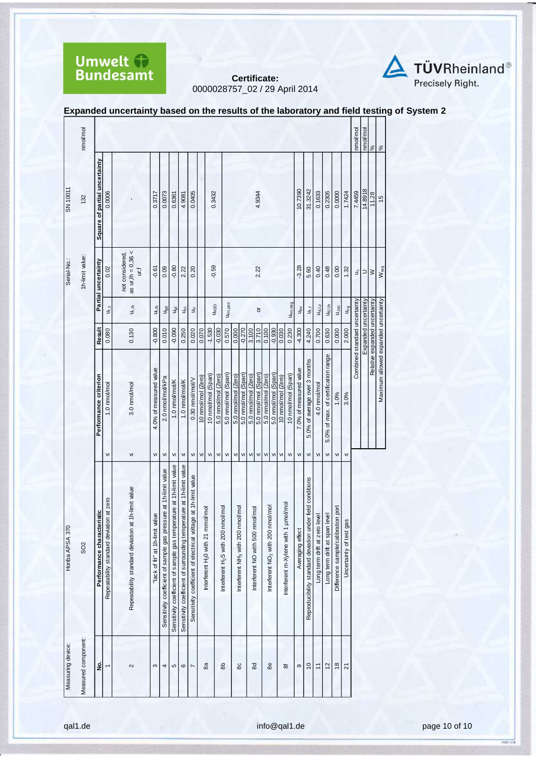Certificate:
0000028757_02 / 29 April 2014

## Expanded uncertainty based on the results of the laboratory and field testing of System 2

| Measuring device: | Horiba APSA 370 | | | | Serial-No.: | SN 10011 | |
|---|---|---|---|---|---|---|---|
| Measured component: | SO2 | | | | 1h-limit value: | 132 | nmol/mol |
| **No.** | **Performance characteristic** | **Performance criterion** | **Result** | **Partial uncertainty** | | **Square of partial uncertainty** | |
| 1 | Repeatability standard deviation at zero | ≤ 1.0 nmol/mol | 0.080 | $u_{r,z}$ | 0.02 | 0.0006 | |
| 2 | Repeatability standard deviation at 1h-limit value | ≤ 3.0 nmol/mol | 0.130 | $u_{r,lh}$ | not considered, as $u_{r,lh} = 0.36 < u_{r,f}$ | - | |
| 3 | "lack of fit" at 1h-limit value | ≤ 4.0% of measured value | -0.800 | $u_{l,lh}$ | -0.61 | 0.3717 | |
| 4 | Sensitivity coefficient of sample gas pressure at 1h-limit value | ≤ 2.0 nmol/mol/kPa | 0.010 | $u_{gp}$ | 0.09 | 0.0073 | |
| 5 | Sensitivity coefficient of sample gas temperature at 1h-limit value | ≤ 1.0 nmol/mol/K | -0.090 | $u_{gt}$ | -0.80 | 0.6361 | |
| 6 | Sensitivity coefficient of surrounding temperature at 1h-limit value | ≤ 1.0 nmol/mol/K | 0.250 | $u_{st}$ | 2.22 | 4.9081 | |
| 7 | Sensitivity coefficient of electrical voltage at 1h-limit value | ≤ 0.30 nmol/mol/V | 0.020 | $u_V$ | 0.20 | 0.0405 | |
| 8a | Interferent $H_2O$ with 21 mmol/mol | ≤ 10 nmol/mol (Zero) | 0.070 | $u_{H2O}$ | -0.59 | 0.3432 | |
| | | ≤ 10 nmol/mol (Span) | -1.530 | | | | |
| 8b | Interferent $H_2S$ with 200 nmol/mol | ≤ 5.0 nmol/mol (Zero) | -0.030 | $u_{int,pos}$ | | | |
| | | ≤ 5.0 nmol/mol (Span) | 0.570 | | | | |
| 8c | Interferent $NH_3$ with 200 nmol/mol | ≤ 5.0 nmol/mol (Zero) | 0.000 | | | | |
| | | ≤ 5.0 nmol/mol (Span) | -0.270 | | | | |
| 8d | Interferent NO with 500 nmol/mol | ≤ 5.0 nmol/mol (Zero) | 3.100 | or | 2.22 | 4.9344 | |
| | | ≤ 5.0 nmol/mol (Span) | 3.710 | | | | |
| 8e | Interferent $NO_2$ with 200 nmol/mol | ≤ 5.0 nmol/mol (Zero) | 0.100 | | | | |
| | | ≤ 5.0 nmol/mol (Span) | -0.930 | | | | |
| 8f | Interferent m-Xylene with 1 µmol/mol | ≤ 10 nmol/mol (Zero) | 0.030 | $u_{int,neg}$ | | | |
| | | ≤ 10 nmol/mol (Span) | 0.230 | | | | |
| 9 | Averaging effect | ≤ 7.0% of measured value | -4.300 | $u_{av}$ | -3.28 | 10.7390 | |
| 10 | Reproducibility standard deviation under field conditions | ≤ 5.0% of average over 3 months | 4.240 | $u_{r,f}$ | 5.60 | 31.3242 | |
| 11 | Long term drift at zero level | ≤ 4.0 nmol/mol | 0.700 | $u_{d,l,z}$ | 0.40 | 0.1633 | |
| 12 | Long term drift at span level | ≤ 5.0% of max. of certification range | 0.630 | $u_{d,l,lh}$ | 0.48 | 0.2305 | |
| 18 | Difference sample/calibration port | ≤ 1.0% | 0.000 | $u_{\Delta sc}$ | 0.00 | 0.0000 | |
| 21 | Uncertainty of test gas | ≤ 3.0% | 2.000 | $u_{cg}$ | 1.32 | 1.7424 | |
| | | Combined standard uncertainty | | $u_c$ | | 7.4459 | nmol/mol |
| | | Expanded uncertainty | | U | | 14.8918 | nmol/mol |
| | | Relative expanded uncertainty | | W | | 11.28 | % |
| | | Maximum allowed expanded uncertainty | | $W_{req}$ | | 15 | % |